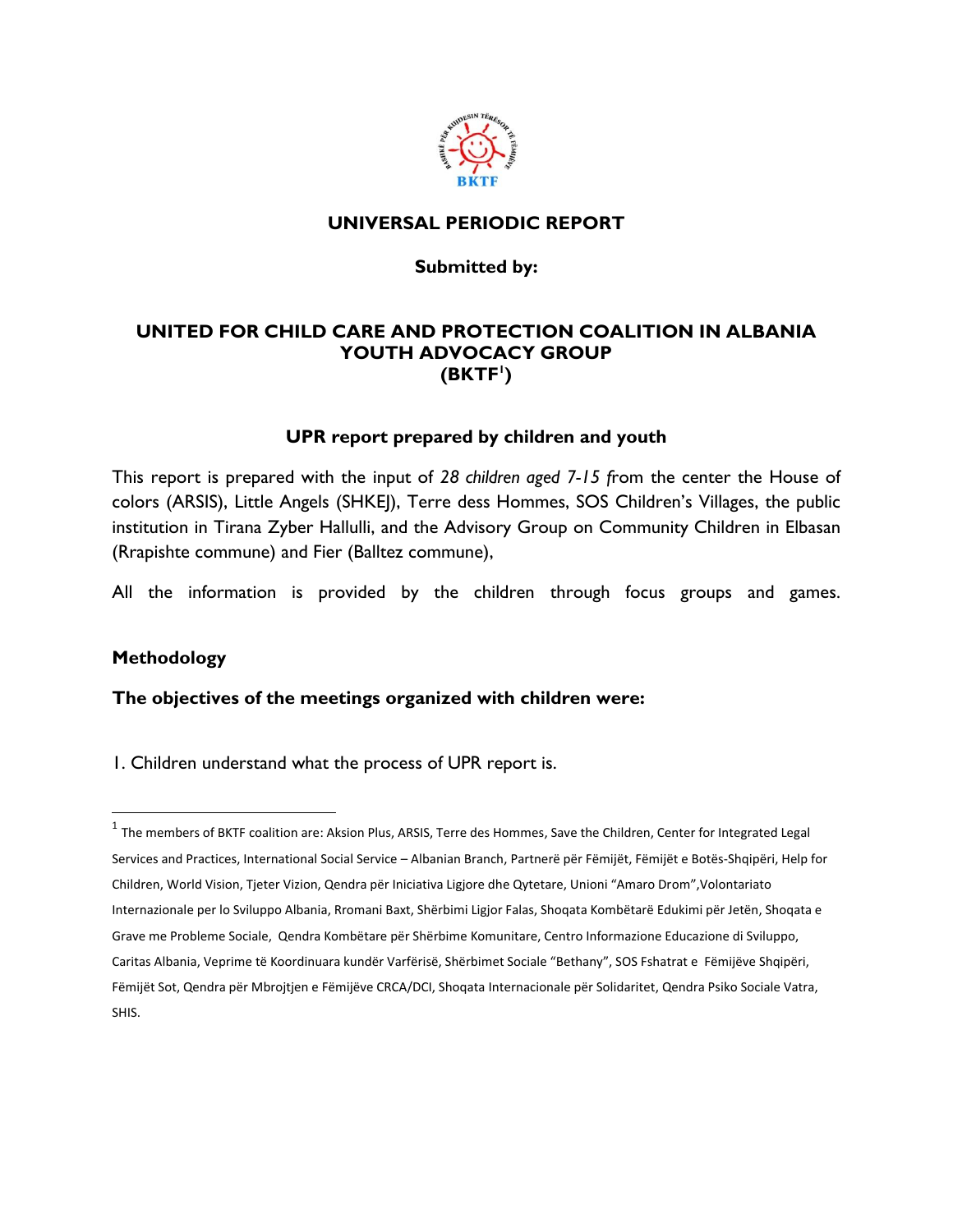# UNIVERSAL PERIODIC REPORT

**Submitted by:**

## UNITED FOR CHILD CARE AND PROTECTION COALITION IN ALBANIA YOUTH ADVOCACY GROUP (BKTF[1])

### UPR report prepared by children and youth

This report is prepared with the input of *28 children aged 7-15 f*rom the center the House of colors (ARSIS), Little Angels (SHKEJ), Terre dess Hommes, SOS Children's Villages, the public institution in Tirana Zyber Hallulli, and the Advisory Group on Community Children in Elbasan (Rrapishte commune) and Fier (Balltez commune),

All the information is provided by the children through focus groups and games.

### Methodology

**The objectives of the meetings organized with children were:**

1. Children understand what the process of UPR report is.

---

[1] The members of BKTF coalition are: Aksion Plus, ARSIS, Terre des Hommes, Save the Children, Center for Integrated Legal Services and Practices, International Social Service – Albanian Branch, Partnerë për Fëmijët, Fëmijët e Botës-Shqipëri, Help for Children, World Vision, Tjeter Vizion, Qendra për Iniciativa Ligjore dhe Qytetare, Unioni "Amaro Drom",Volontariato Internazionale per lo Sviluppo Albania, Rromani Baxt, Shërbimi Ligjor Falas, Shoqata Kombëtarë Edukimi për Jetën, Shoqata e Grave me Probleme Sociale, Qendra Kombëtare për Shërbime Komunitare, Centro Informazione Educazione di Sviluppo, Caritas Albania, Veprime të Koordinuara kundër Varfërisë, Shërbimet Sociale "Bethany", SOS Fshatrat e Fëmijëve Shqipëri, Fëmijët Sot, Qendra për Mbrojtjen e Fëmijëve CRCA/DCI, Shoqata Internacionale për Solidaritet, Qendra Psiko Sociale Vatra, SHIS.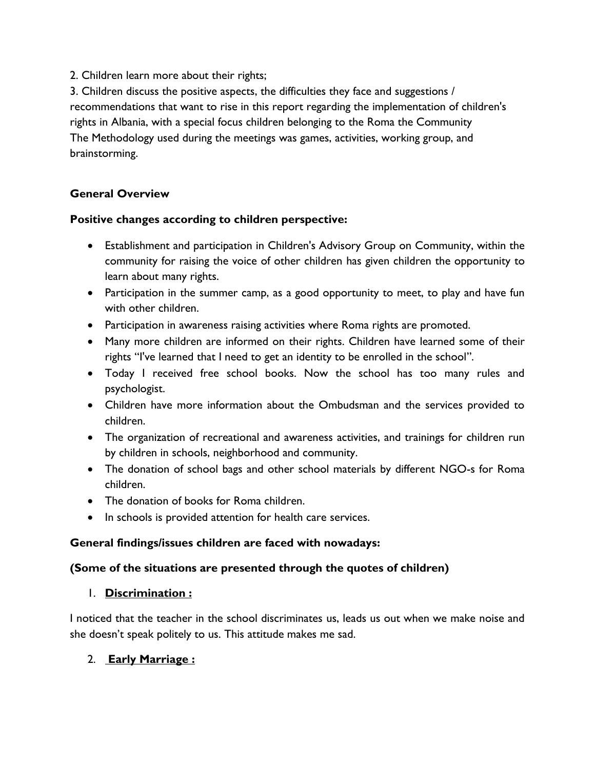2. Children learn more about their rights;

3. Children discuss the positive aspects, the difficulties they face and suggestions / recommendations that want to rise in this report regarding the implementation of children's rights in Albania, with a special focus children belonging to the Roma the Community

The Methodology used during the meetings was games, activities, working group, and brainstorming.

**General Overview**

**Positive changes according to children perspective:**

- Establishment and participation in Children's Advisory Group on Community, within the community for raising the voice of other children has given children the opportunity to learn about many rights.
- Participation in the summer camp, as a good opportunity to meet, to play and have fun with other children.
- Participation in awareness raising activities where Roma rights are promoted.
- Many more children are informed on their rights. Children have learned some of their rights "I've learned that I need to get an identity to be enrolled in the school".
- Today I received free school books. Now the school has too many rules and psychologist.
- Children have more information about the Ombudsman and the services provided to children.
- The organization of recreational and awareness activities, and trainings for children run by children in schools, neighborhood and community.
- The donation of school bags and other school materials by different NGO-s for Roma children.
- The donation of books for Roma children.
- In schools is provided attention for health care services.

**General findings/issues children are faced with nowadays:**

**(Some of the situations are presented through the quotes of children)**

1. **Discrimination :**

I noticed that the teacher in the school discriminates us, leads us out when we make noise and she doesn't speak politely to us. This attitude makes me sad.

2. **Early Marriage :**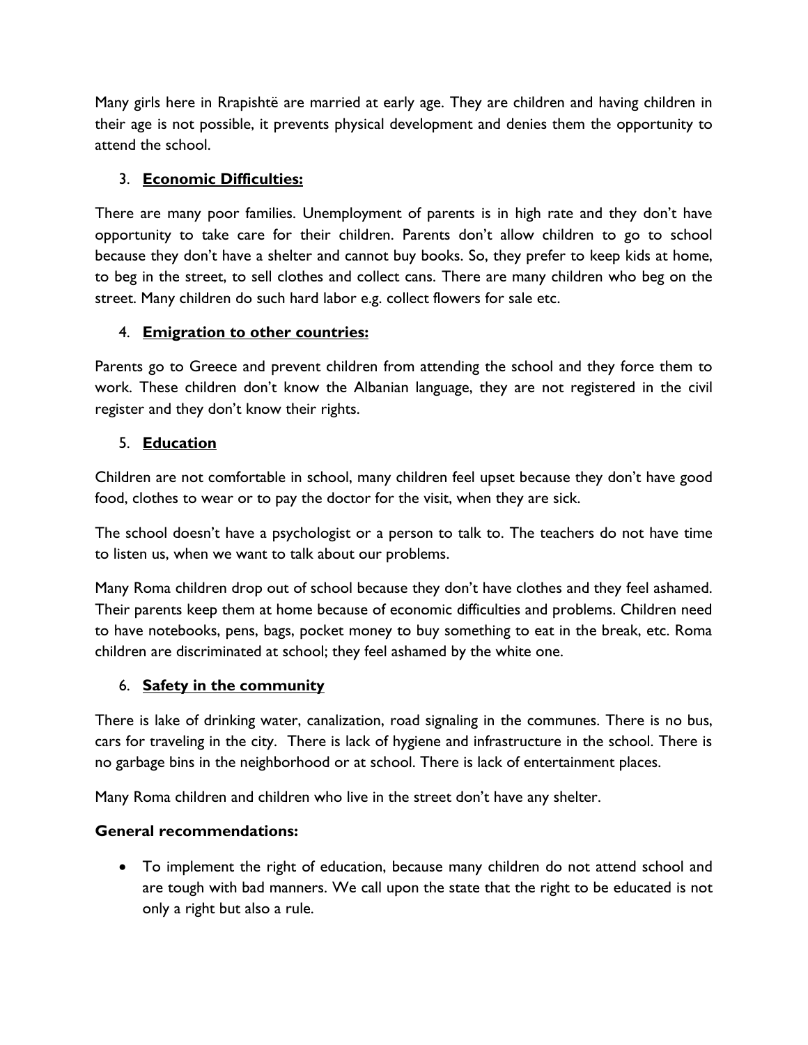Many girls here in Rrapishtë are married at early age. They are children and having children in their age is not possible, it prevents physical development and denies them the opportunity to attend the school.

3. **Economic Difficulties:**

There are many poor families. Unemployment of parents is in high rate and they don't have opportunity to take care for their children. Parents don't allow children to go to school because they don't have a shelter and cannot buy books. So, they prefer to keep kids at home, to beg in the street, to sell clothes and collect cans. There are many children who beg on the street. Many children do such hard labor e.g. collect flowers for sale etc.

4. **Emigration to other countries:**

Parents go to Greece and prevent children from attending the school and they force them to work. These children don't know the Albanian language, they are not registered in the civil register and they don't know their rights.

5. **Education**

Children are not comfortable in school, many children feel upset because they don't have good food, clothes to wear or to pay the doctor for the visit, when they are sick.

The school doesn't have a psychologist or a person to talk to. The teachers do not have time to listen us, when we want to talk about our problems.

Many Roma children drop out of school because they don't have clothes and they feel ashamed. Their parents keep them at home because of economic difficulties and problems. Children need to have notebooks, pens, bags, pocket money to buy something to eat in the break, etc. Roma children are discriminated at school; they feel ashamed by the white one.

6. **Safety in the community**

There is lake of drinking water, canalization, road signaling in the communes. There is no bus, cars for traveling in the city. There is lack of hygiene and infrastructure in the school. There is no garbage bins in the neighborhood or at school. There is lack of entertainment places.

Many Roma children and children who live in the street don't have any shelter.

**General recommendations:**

- To implement the right of education, because many children do not attend school and are tough with bad manners. We call upon the state that the right to be educated is not only a right but also a rule.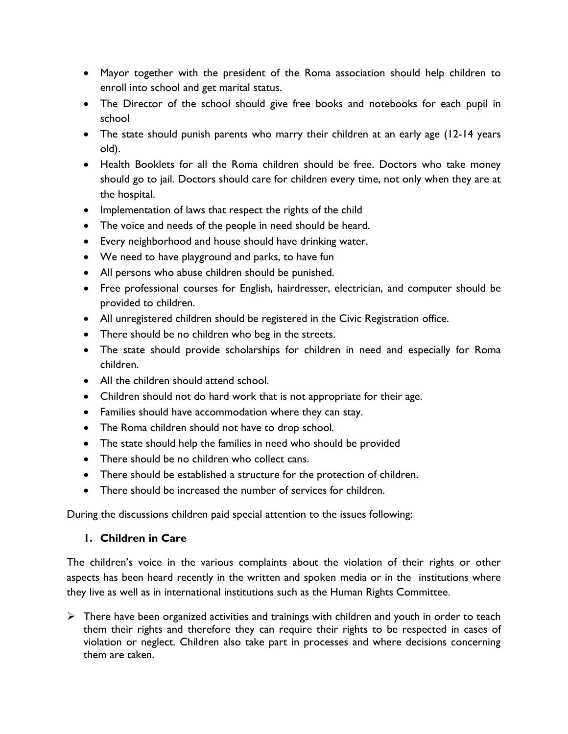- Mayor together with the president of the Roma association should help children to enroll into school and get marital status.
- The Director of the school should give free books and notebooks for each pupil in school
- The state should punish parents who marry their children at an early age (12-14 years old).
- Health Booklets for all the Roma children should be free. Doctors who take money should go to jail. Doctors should care for children every time, not only when they are at the hospital.
- Implementation of laws that respect the rights of the child
- The voice and needs of the people in need should be heard.
- Every neighborhood and house should have drinking water.
- We need to have playground and parks, to have fun
- All persons who abuse children should be punished.
- Free professional courses for English, hairdresser, electrician, and computer should be provided to children.
- All unregistered children should be registered in the Civic Registration office.
- There should be no children who beg in the streets.
- The state should provide scholarships for children in need and especially for Roma children.
- All the children should attend school.
- Children should not do hard work that is not appropriate for their age.
- Families should have accommodation where they can stay.
- The Roma children should not have to drop school.
- The state should help the families in need who should be provided
- There should be no children who collect cans.
- There should be established a structure for the protection of children.
- There should be increased the number of services for children.

During the discussions children paid special attention to the issues following:

### 1. Children in Care

The children's voice in the various complaints about the violation of their rights or other aspects has been heard recently in the written and spoken media or in the institutions where they live as well as in international institutions such as the Human Rights Committee.

- There have been organized activities and trainings with children and youth in order to teach them their rights and therefore they can require their rights to be respected in cases of violation or neglect. Children also take part in processes and where decisions concerning them are taken.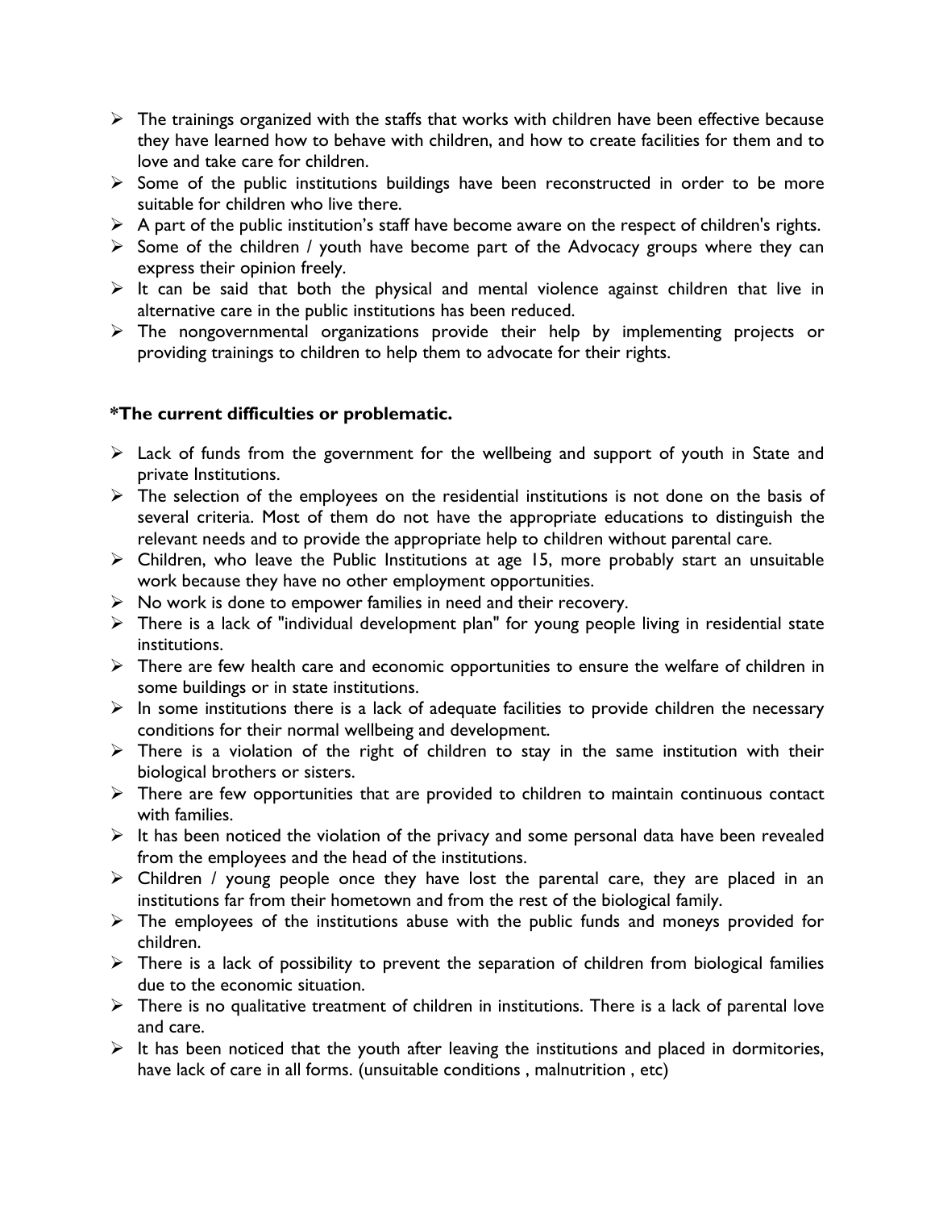- The trainings organized with the staffs that works with children have been effective because they have learned how to behave with children, and how to create facilities for them and to love and take care for children.
- Some of the public institutions buildings have been reconstructed in order to be more suitable for children who live there.
- A part of the public institution's staff have become aware on the respect of children's rights.
- Some of the children / youth have become part of the Advocacy groups where they can express their opinion freely.
- It can be said that both the physical and mental violence against children that live in alternative care in the public institutions has been reduced.
- The nongovernmental organizations provide their help by implementing projects or providing trainings to children to help them to advocate for their rights.

**\*The current difficulties or problematic.**

- Lack of funds from the government for the wellbeing and support of youth in State and private Institutions.
- The selection of the employees on the residential institutions is not done on the basis of several criteria. Most of them do not have the appropriate educations to distinguish the relevant needs and to provide the appropriate help to children without parental care.
- Children, who leave the Public Institutions at age 15, more probably start an unsuitable work because they have no other employment opportunities.
- No work is done to empower families in need and their recovery.
- There is a lack of "individual development plan" for young people living in residential state institutions.
- There are few health care and economic opportunities to ensure the welfare of children in some buildings or in state institutions.
- In some institutions there is a lack of adequate facilities to provide children the necessary conditions for their normal wellbeing and development.
- There is a violation of the right of children to stay in the same institution with their biological brothers or sisters.
- There are few opportunities that are provided to children to maintain continuous contact with families.
- It has been noticed the violation of the privacy and some personal data have been revealed from the employees and the head of the institutions.
- Children / young people once they have lost the parental care, they are placed in an institutions far from their hometown and from the rest of the biological family.
- The employees of the institutions abuse with the public funds and moneys provided for children.
- There is a lack of possibility to prevent the separation of children from biological families due to the economic situation.
- There is no qualitative treatment of children in institutions. There is a lack of parental love and care.
- It has been noticed that the youth after leaving the institutions and placed in dormitories, have lack of care in all forms. (unsuitable conditions , malnutrition , etc)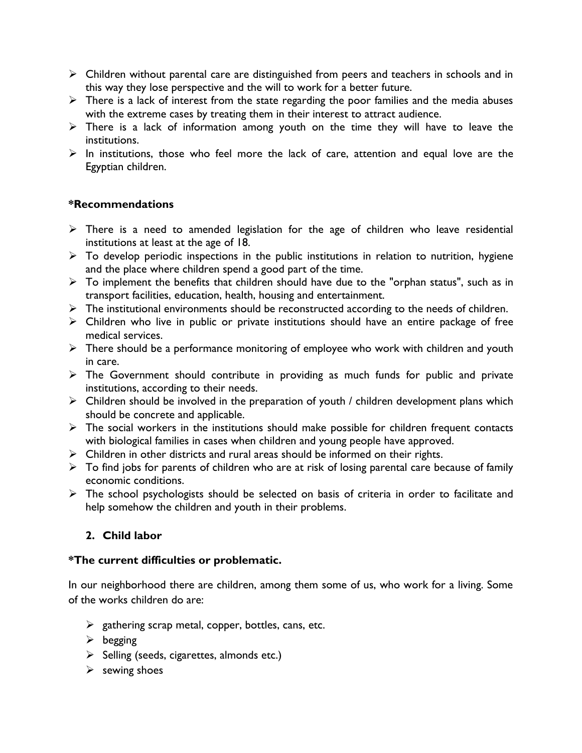- Children without parental care are distinguished from peers and teachers in schools and in this way they lose perspective and the will to work for a better future.
- There is a lack of interest from the state regarding the poor families and the media abuses with the extreme cases by treating them in their interest to attract audience.
- There is a lack of information among youth on the time they will have to leave the institutions.
- In institutions, those who feel more the lack of care, attention and equal love are the Egyptian children.

**\*Recommendations**

- There is a need to amended legislation for the age of children who leave residential institutions at least at the age of 18.
- To develop periodic inspections in the public institutions in relation to nutrition, hygiene and the place where children spend a good part of the time.
- To implement the benefits that children should have due to the "orphan status", such as in transport facilities, education, health, housing and entertainment.
- The institutional environments should be reconstructed according to the needs of children.
- Children who live in public or private institutions should have an entire package of free medical services.
- There should be a performance monitoring of employee who work with children and youth in care.
- The Government should contribute in providing as much funds for public and private institutions, according to their needs.
- Children should be involved in the preparation of youth / children development plans which should be concrete and applicable.
- The social workers in the institutions should make possible for children frequent contacts with biological families in cases when children and young people have approved.
- Children in other districts and rural areas should be informed on their rights.
- To find jobs for parents of children who are at risk of losing parental care because of family economic conditions.
- The school psychologists should be selected on basis of criteria in order to facilitate and help somehow the children and youth in their problems.

## 2. Child labor

**\*The current difficulties or problematic.**

In our neighborhood there are children, among them some of us, who work for a living. Some of the works children do are:

- gathering scrap metal, copper, bottles, cans, etc.
- begging
- Selling (seeds, cigarettes, almonds etc.)
- sewing shoes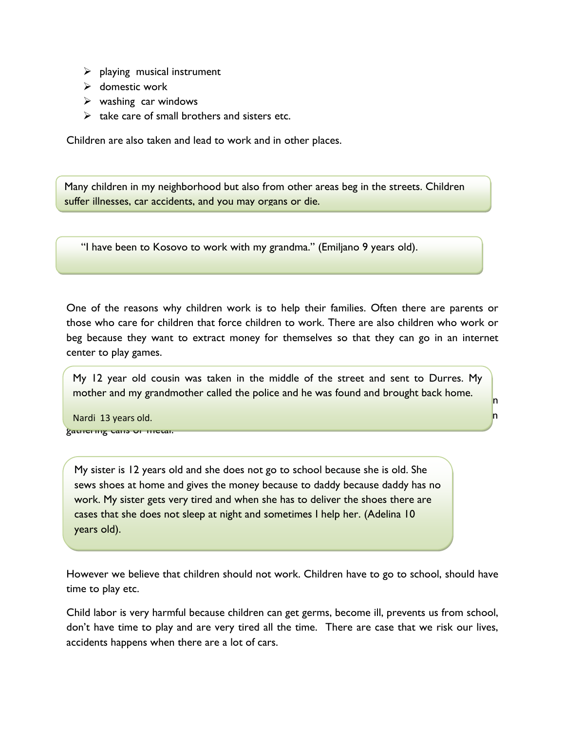- playing musical instrument
- domestic work
- washing car windows
- take care of small brothers and sisters etc.

Children are also taken and lead to work and in other places.

> Many children in my neighborhood but also from other areas beg in the streets. Children suffer illnesses, car accidents, and you may organs or die.

> "I have been to Kosovo to work with my grandma." (Emiljano 9 years old).

One of the reasons why children work is to help their families. Often there are parents or those who care for children that force children to work. There are also children who work or beg because they want to extract money for themselves so that they can go in an internet center to play games.

> My 12 year old cousin was taken in the middle of the street and sent to Durres. My mother and my grandmother called the police and he was found and brought back home.
>
> Nardi 13 years old.

gathering cans or metal.

> My sister is 12 years old and she does not go to school because she is old. She sews shoes at home and gives the money because to daddy because daddy has no work. My sister gets very tired and when she has to deliver the shoes there are cases that she does not sleep at night and sometimes I help her. (Adelina 10 years old).

However we believe that children should not work. Children have to go to school, should have time to play etc.

Child labor is very harmful because children can get germs, become ill, prevents us from school, don't have time to play and are very tired all the time. There are case that we risk our lives, accidents happens when there are a lot of cars.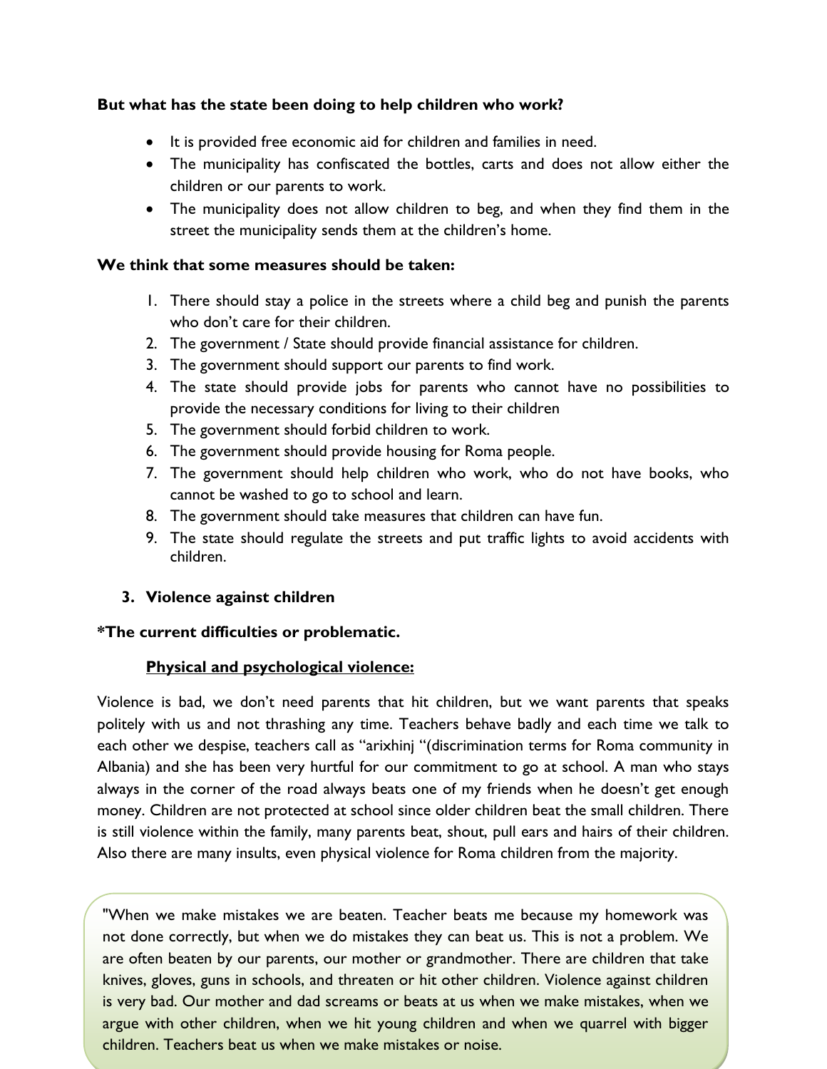**But what has the state been doing to help children who work?**

- It is provided free economic aid for children and families in need.
- The municipality has confiscated the bottles, carts and does not allow either the children or our parents to work.
- The municipality does not allow children to beg, and when they find them in the street the municipality sends them at the children's home.

**We think that some measures should be taken:**

1. There should stay a police in the streets where a child beg and punish the parents who don't care for their children.
2. The government / State should provide financial assistance for children.
3. The government should support our parents to find work.
4. The state should provide jobs for parents who cannot have no possibilities to provide the necessary conditions for living to their children
5. The government should forbid children to work.
6. The government should provide housing for Roma people.
7. The government should help children who work, who do not have books, who cannot be washed to go to school and learn.
8. The government should take measures that children can have fun.
9. The state should regulate the streets and put traffic lights to avoid accidents with children.

### 3. Violence against children

**\*The current difficulties or problematic.**

**<u>Physical and psychological violence:</u>**

Violence is bad, we don't need parents that hit children, but we want parents that speaks politely with us and not thrashing any time. Teachers behave badly and each time we talk to each other we despise, teachers call as "arixhinj "(discrimination terms for Roma community in Albania) and she has been very hurtful for our commitment to go at school. A man who stays always in the corner of the road always beats one of my friends when he doesn't get enough money. Children are not protected at school since older children beat the small children. There is still violence within the family, many parents beat, shout, pull ears and hairs of their children. Also there are many insults, even physical violence for Roma children from the majority.

> "When we make mistakes we are beaten. Teacher beats me because my homework was not done correctly, but when we do mistakes they can beat us. This is not a problem. We are often beaten by our parents, our mother or grandmother. There are children that take knives, gloves, guns in schools, and threaten or hit other children. Violence against children is very bad. Our mother and dad screams or beats at us when we make mistakes, when we argue with other children, when we hit young children and when we quarrel with bigger children. Teachers beat us when we make mistakes or noise.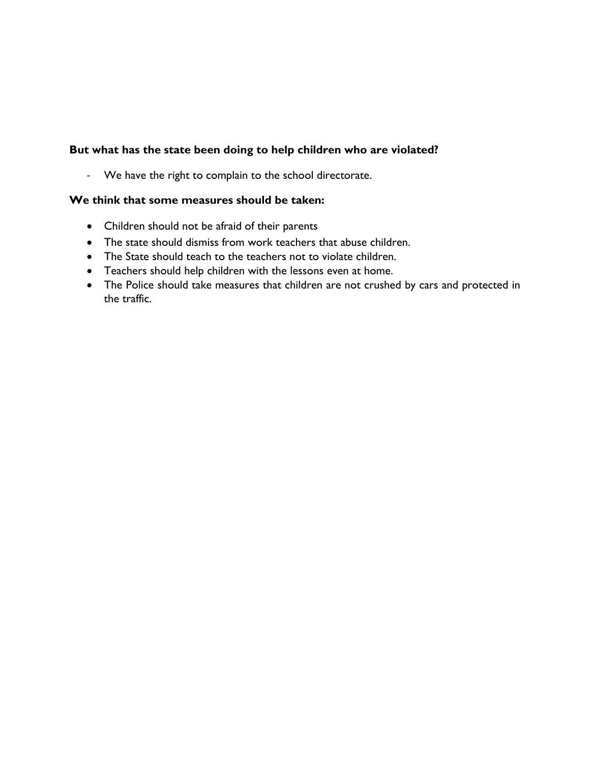**But what has the state been doing to help children who are violated?**

- We have the right to complain to the school directorate.

**We think that some measures should be taken:**

- Children should not be afraid of their parents
- The state should dismiss from work teachers that abuse children.
- The State should teach to the teachers not to violate children.
- Teachers should help children with the lessons even at home.
- The Police should take measures that children are not crushed by cars and protected in the traffic.